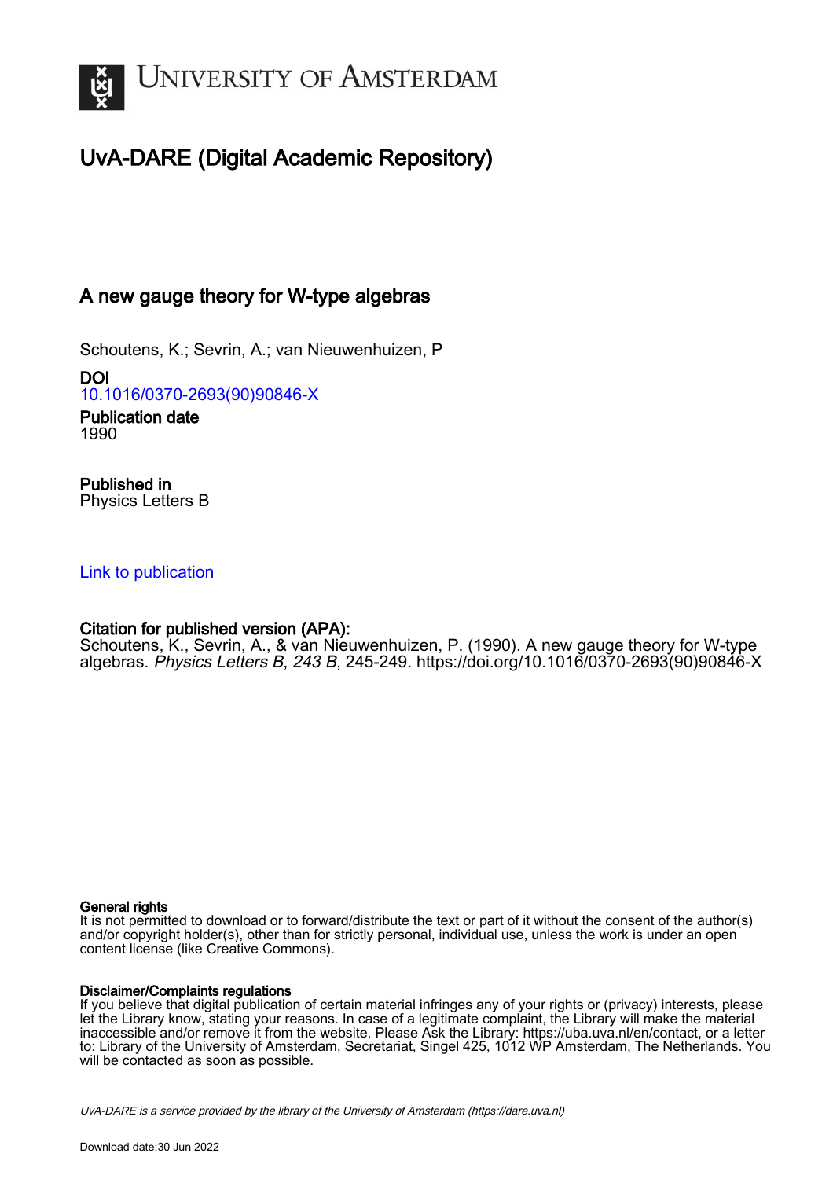# University of Amsterdam

## UvA-DARE (Digital Academic Repository)

### A new gauge theory for W-type algebras

Schoutens, K.; Sevrin, A.; van Nieuwenhuizen, P

**DOI**
10.1016/0370-2693(90)90846-X

**Publication date**
1990

**Published in**
Physics Letters B

Link to publication

**Citation for published version (APA):**
Schoutens, K., Sevrin, A., & van Nieuwenhuizen, P. (1990). A new gauge theory for W-type algebras. *Physics Letters B*, *243 B*, 245-249. https://doi.org/10.1016/0370-2693(90)90846-X

**General rights**
It is not permitted to download or to forward/distribute the text or part of it without the consent of the author(s) and/or copyright holder(s), other than for strictly personal, individual use, unless the work is under an open content license (like Creative Commons).

**Disclaimer/Complaints regulations**
If you believe that digital publication of certain material infringes any of your rights or (privacy) interests, please let the Library know, stating your reasons. In case of a legitimate complaint, the Library will make the material inaccessible and/or remove it from the website. Please Ask the Library: https://uba.uva.nl/en/contact, or a letter to: Library of the University of Amsterdam, Secretariat, Singel 425, 1012 WP Amsterdam, The Netherlands. You will be contacted as soon as possible.

UvA-DARE is a service provided by the library of the University of Amsterdam (https://dare.uva.nl)

Download date:30 Jun 2022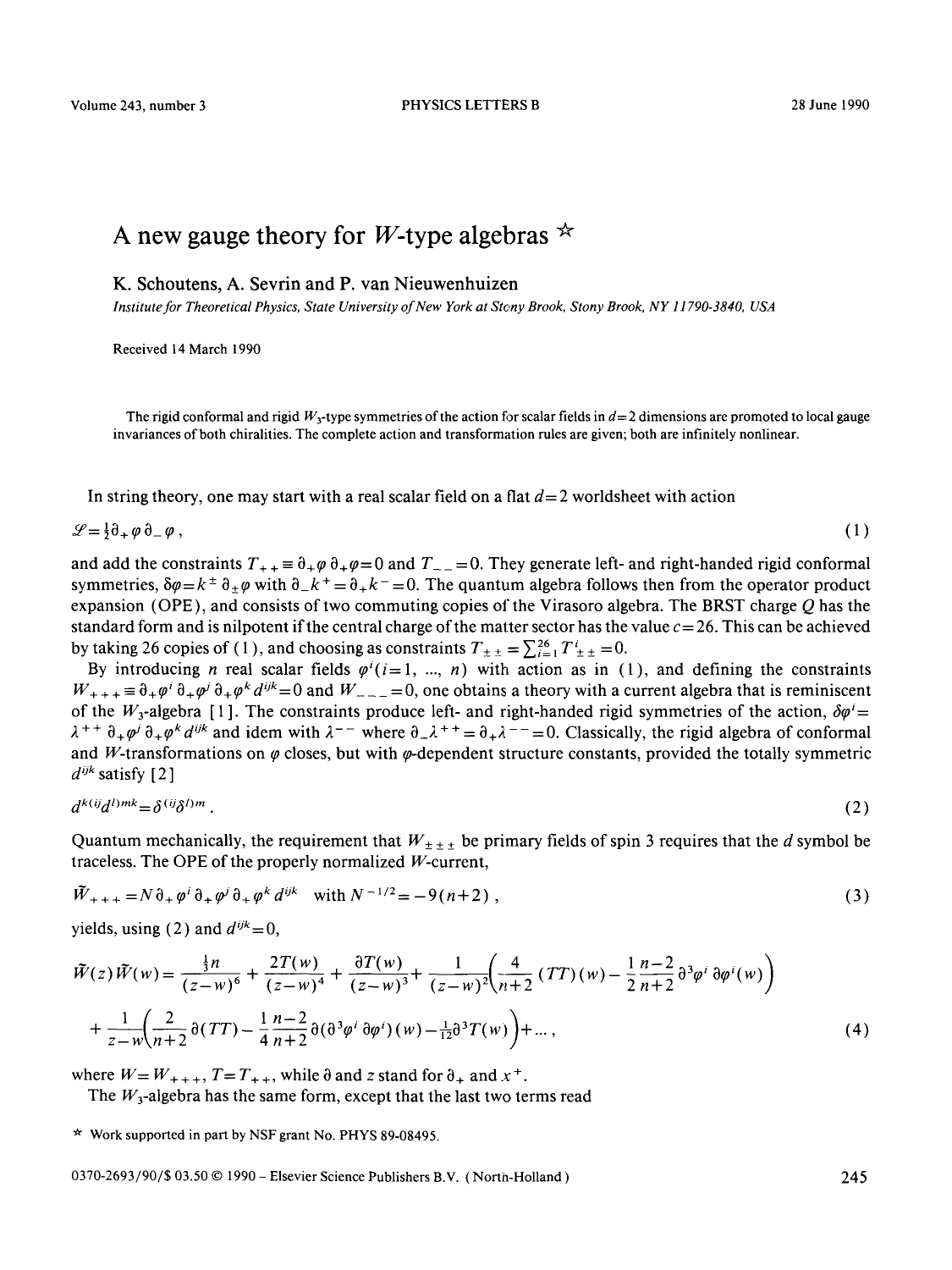# A new gauge theory for $W$-type algebras ☆

K. Schoutens, A. Sevrin and P. van Nieuwenhuizen

*Institute for Theoretical Physics, State University of New York at Stony Brook, Stony Brook, NY 11790-3840, USA*

Received 14 March 1990

The rigid conformal and rigid $W_3$-type symmetries of the action for scalar fields in $d=2$ dimensions are promoted to local gauge invariances of both chiralities. The complete action and transformation rules are given; both are infinitely nonlinear.

In string theory, one may start with a real scalar field on a flat $d=2$ worldsheet with action

$$\mathscr{L}=\tfrac{1}{2}\partial_+\varphi\,\partial_-\varphi\,, \tag{1}$$

and add the constraints $T_{++}\equiv\partial_+\varphi\,\partial_+\varphi=0$ and $T_{--}=0$. They generate left- and right-handed rigid conformal symmetries, $\delta\varphi=k^\pm\,\partial_\pm\varphi$ with $\partial_-k^+=\partial_+k^-=0$. The quantum algebra follows then from the operator product expansion (OPE), and consists of two commuting copies of the Virasoro algebra. The BRST charge $Q$ has the standard form and is nilpotent if the central charge of the matter sector has the value $c=26$. This can be achieved by taking 26 copies of (1), and choosing as constraints $T_{\pm\pm}=\sum_{i=1}^{26}T^i_{\pm\pm}=0$.

By introducing $n$ real scalar fields $\varphi^i(i=1,\ ...,\ n)$ with action as in (1), and defining the constraints $W_{+++}\equiv\partial_+\varphi^i\,\partial_+\varphi^j\,\partial_+\varphi^k\,d^{ijk}=0$ and $W_{---}=0$, one obtains a theory with a current algebra that is reminiscent of the $W_3$-algebra [1]. The constraints produce left- and right-handed rigid symmetries of the action, $\delta\varphi^i=\lambda^{++}\,\partial_+\varphi^j\,\partial_+\varphi^k\,d^{ijk}$ and idem with $\lambda^{--}$ where $\partial_-\lambda^{++}=\partial_+\lambda^{--}=0$. Classically, the rigid algebra of conformal and $W$-transformations on $\varphi$ closes, but with $\varphi$-dependent structure constants, provided the totally symmetric $d^{ijk}$ satisfy [2]

$$d^{k(ij}d^{l)mk}=\delta^{(ij}\delta^{l)m}\,. \tag{2}$$

Quantum mechanically, the requirement that $W_{\pm\pm\pm}$ be primary fields of spin 3 requires that the $d$ symbol be traceless. The OPE of the properly normalized $W$-current,

$$\tilde{W}_{+++}=N\,\partial_+\varphi^i\,\partial_+\varphi^j\,\partial_+\varphi^k\,d^{ijk}\quad\text{with } N^{-1/2}=-9(n+2)\,, \tag{3}$$

yields, using (2) and $d^{iik}=0$,

$$\begin{aligned}\tilde{W}(z)\,\tilde{W}(w)=&\frac{\frac{1}{3}n}{(z-w)^6}+\frac{2T(w)}{(z-w)^4}+\frac{\partial T(w)}{(z-w)^3}+\frac{1}{(z-w)^2}\left(\frac{4}{n+2}(TT)(w)-\frac{1}{2}\frac{n-2}{n+2}\partial^3\varphi^i\,\partial\varphi^i(w)\right)\\&+\frac{1}{z-w}\left(\frac{2}{n+2}\partial(TT)-\frac{1}{4}\frac{n-2}{n+2}\partial(\partial^3\varphi^i\,\partial\varphi^i)(w)-\tfrac{1}{12}\partial^3T(w)\right)+\ldots\,,\end{aligned} \tag{4}$$

where $W=W_{+++}$, $T=T_{++}$, while $\partial$ and $z$ stand for $\partial_+$ and $x^+$.

The $W_3$-algebra has the same form, except that the last two terms read

☆ Work supported in part by NSF grant No. PHYS 89-08495.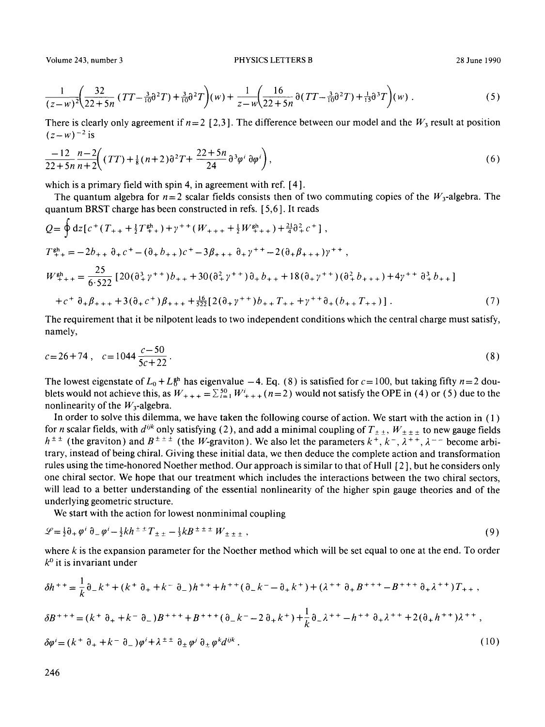$$\frac{1}{(z-w)^2}\left(\frac{32}{22+5n}\,(TT-\tfrac{3}{10}\partial^2 T)+\tfrac{3}{10}\partial^2 T\right)(w)+\frac{1}{z-w}\left(\frac{16}{22+5n}\,\partial(TT-\tfrac{3}{10}\partial^2 T)+\tfrac{1}{15}\partial^3 T\right)(w)\,. \tag{5}$$

There is clearly only agreement if $n=2$ [2,3]. The difference between our model and the $W_3$ result at position $(z-w)^{-2}$ is

$$\frac{-12}{22+5n}\,\frac{n-2}{n+2}\left((TT)+\tfrac{1}{8}(n+2)\partial^2 T+\frac{22+5n}{24}\,\partial^3\varphi^i\,\partial\varphi^i\right), \tag{6}$$

which is a primary field with spin 4, in agreement with ref. [4].

The quantum algebra for $n=2$ scalar fields consists then of two commuting copies of the $W_3$-algebra. The quantum BRST charge has been constructed in refs. [5,6]. It reads

$$Q=\oint \mathrm{d}z\,[c^+(T_{++}+\tfrac{1}{2}T^{\mathrm{gh}}_{++})+\gamma^{++}(W_{+++}+\tfrac{1}{2}W^{\mathrm{gh}}_{+++})+\tfrac{21}{4}\partial_+^2 c^+]\,,$$

$$T^{\mathrm{gh}}_{++}=-2b_{++}\,\partial_+c^+-(\partial_+b_{++})c^+-3\beta_{+++}\,\partial_+\gamma^{++}-2(\partial_+\beta_{+++})\gamma^{++}\,,$$

$$W^{\mathrm{gh}}_{+++}=\frac{25}{6\cdot 522}\,[20(\partial_+^3\gamma^{++})b_{++}+30(\partial_+^2\gamma^{++})\partial_+b_{++}+18(\partial_+\gamma^{++})(\partial_+^2 b_{+++})+4\gamma^{++}\,\partial_+^3 b_{++}]$$

$$+c^+\,\partial_+\beta_{+++}+3(\partial_+c^+)\beta_{+++}+\tfrac{16}{522}[2(\partial_+\gamma^{++})b_{++}T_{++}+\gamma^{++}\partial_+(b_{++}T_{++})]\,. \tag{7}$$

The requirement that it be nilpotent leads to two independent conditions which the central charge must satisfy, namely,

$$c=26+74\,,\quad c=1044\,\frac{c-50}{5c+22}\,. \tag{8}$$

The lowest eigenstate of $L_0+L_0^{\mathrm{gh}}$ has eigenvalue $-4$. Eq. (8) is satisfied for $c=100$, but taking fifty $n=2$ doublets would not achieve this, as $W_{+++}=\sum_{i=1}^{50}W^i_{+++}\,(n=2)$ would not satisfy the OPE in (4) or (5) due to the nonlinearity of the $W_3$-algebra.

In order to solve this dilemma, we have taken the following course of action. We start with the action in (1) for $n$ scalar fields, with $d^{ijk}$ only satisfying (2), and add a minimal coupling of $T_{\pm\pm}$, $W_{\pm\pm\pm}$ to new gauge fields $h^{\pm\pm}$ (the graviton) and $B^{\pm\pm\pm}$ (the $W$-graviton). We also let the parameters $k^+$, $k^-$, $\lambda^{++}$, $\lambda^{--}$ become arbitrary, instead of being chiral. Giving these initial data, we then deduce the complete action and transformation rules using the time-honored Noether method. Our approach is similar to that of Hull [2], but he considers only one chiral sector. We hope that our treatment which includes the interactions between the two chiral sectors, will lead to a better understanding of the essential nonlinearity of the higher spin gauge theories and of the underlying geometric structure.

We start with the action for lowest nonminimal coupling

$$\mathscr{L}=\tfrac{1}{2}\partial_+\varphi^i\,\partial_-\varphi^i-\tfrac{1}{2}kh^{\pm\pm}T_{\pm\pm}-\tfrac{1}{3}kB^{\pm\pm\pm}\,W_{\pm\pm\pm}\,, \tag{9}$$

where $k$ is the expansion parameter for the Noether method which will be set equal to one at the end. To order $k^0$ it is invariant under

$$\delta h^{++}=\frac{1}{k}\partial_-k^+ +(k^+\,\partial_+ +k^-\,\partial_-)h^{++}+h^{++}(\partial_-k^- -\partial_+k^+)+(\lambda^{++}\,\partial_+B^{+++}-B^{+++}\,\partial_+\lambda^{++})T_{++}\,,$$

$$\delta B^{+++}=(k^+\,\partial_+ +k^-\,\partial_-)B^{+++}+B^{+++}(\partial_-k^- -2\,\partial_+k^+)+\frac{1}{k}\partial_-\lambda^{++}-h^{++}\,\partial_+\lambda^{++}+2(\partial_+h^{++})\lambda^{++}\,,$$

$$\delta\varphi^i=(k^+\,\partial_+ +k^-\,\partial_-)\varphi^i+\lambda^{\pm\pm}\,\partial_\pm\varphi^j\,\partial_\pm\varphi^k d^{ijk}\,. \tag{10}$$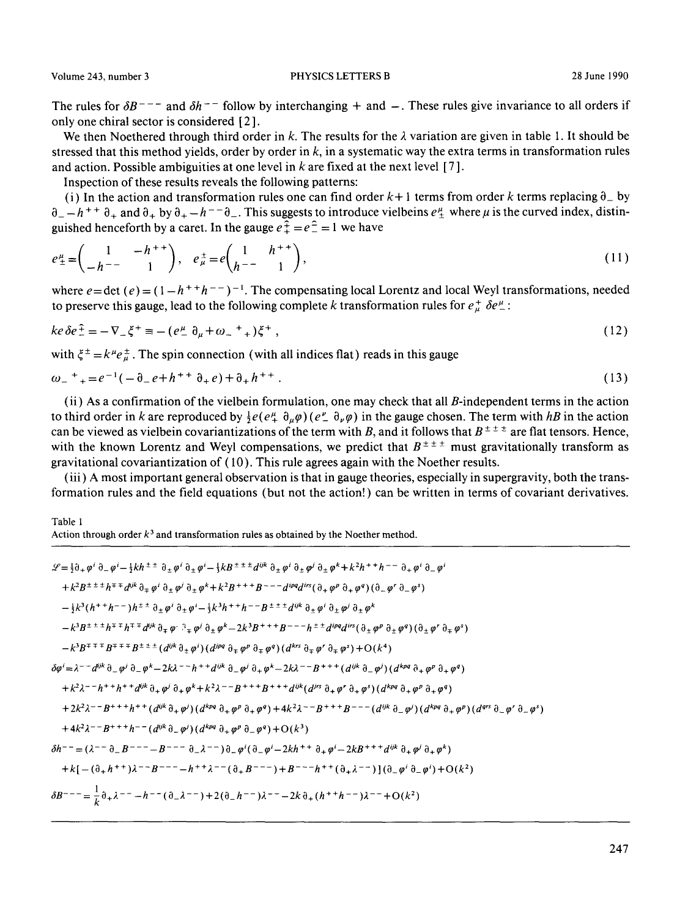The rules for $\delta B^{---}$ and $\delta h^{--}$ follow by interchanging + and −. These rules give invariance to all orders if only one chiral sector is considered [2].

We then Noethered through third order in $k$. The results for the $\lambda$ variation are given in table 1. It should be stressed that this method yields, order by order in $k$, in a systematic way the extra terms in transformation rules and action. Possible ambiguities at one level in $k$ are fixed at the next level [7].

Inspection of these results reveals the following patterns:

(i) In the action and transformation rules one can find order $k+1$ terms from order $k$ terms replacing $\partial_-$ by $\partial_- - h^{++}\partial_+$ and $\partial_+$ by $\partial_+ - h^{--}\partial_-$. This suggests to introduce vielbeins $e^{\mu}_{\pm}$ where $\mu$ is the curved index, distinguished henceforth by a caret. In the gauge $e^{\hat{+}}_{+} = e^{\hat{-}}_{-} = 1$ we have

$$e^{\mu}_{\pm} = \begin{pmatrix} 1 & -h^{++} \\ -h^{--} & 1 \end{pmatrix}, \quad e^{\pm}_{\mu} = e\begin{pmatrix} 1 & h^{++} \\ h^{--} & 1 \end{pmatrix}, \tag{11}$$

where $e = \det(e) = (1 - h^{++}h^{--})^{-1}$. The compensating local Lorentz and local Weyl transformations, needed to preserve this gauge, lead to the following complete $k$ transformation rules for $e^{+}_{\mu}$ $\delta e^{\mu}_{-}$:

$$ke\,\delta e^{\hat{+}}_{-} = -\nabla_- \xi^+ \equiv -(e^{\mu}_{-}\partial_\mu + \omega_-{}^{+}{}_{+})\xi^+ , \tag{12}$$

with $\xi^{\pm} = k^{\mu} e^{\pm}_{\mu}$. The spin connection (with all indices flat) reads in this gauge

$$\omega_-{}^{+}{}_{+} = e^{-1}(-\partial_- e + h^{++}\partial_+ e) + \partial_+ h^{++} . \tag{13}$$

(ii) As a confirmation of the vielbein formulation, one may check that all $B$-independent terms in the action to third order in $k$ are reproduced by $\frac{1}{2}e(e^{\mu}_{+}\partial_\mu\varphi)(e^{\nu}_{-}\partial_\nu\varphi)$ in the gauge chosen. The term with $hB$ in the action can be viewed as vielbein covariantizations of the term with $B$, and it follows that $B^{\pm\pm\pm}$ are flat tensors. Hence, with the known Lorentz and Weyl compensations, we predict that $B^{\pm\pm\pm}$ must gravitationally transform as gravitational covariantization of (10). This rule agrees again with the Noether results.

(iii) A most important general observation is that in gauge theories, especially in supergravity, both the transformation rules and the field equations (but not the action!) can be written in terms of covariant derivatives.

Table 1
Action through order $k^3$ and transformation rules as obtained by the Noether method.

$$\begin{aligned}
\mathcal{L} = {} & \tfrac{1}{2}\partial_+\varphi^i\,\partial_-\varphi^i - \tfrac{1}{2}kh^{\pm\pm}\,\partial_\pm\varphi^i\,\partial_\pm\varphi^i - \tfrac{1}{3}kB^{\pm\pm\pm}d^{ijk}\,\partial_\pm\varphi^i\,\partial_\pm\varphi^j\,\partial_\pm\varphi^k + k^2h^{++}h^{--}\,\partial_+\varphi^i\,\partial_-\varphi^i \\
& + k^2B^{\pm\pm\pm}h^{\mp\mp}d^{ijk}\partial_\mp\varphi^i\,\partial_\pm\varphi^j\,\partial_\pm\varphi^k + k^2B^{+++}B^{---}d^{ipq}d^{irs}(\partial_+\varphi^p\,\partial_+\varphi^q)(\partial_-\varphi^r\,\partial_-\varphi^s) \\
& - \tfrac{1}{2}k^3(h^{++}h^{--})h^{\pm\pm}\,\partial_\pm\varphi^i\,\partial_\pm\varphi^i - \tfrac{1}{3}k^3h^{++}h^{--}B^{\pm\pm\pm}d^{ijk}\,\partial_\pm\varphi^i\,\partial_\pm\varphi^j\,\partial_\pm\varphi^k \\
& - k^3B^{\pm\pm\pm}h^{\mp\mp}h^{\mp\mp}d^{ijk}\partial_\mp\varphi^i\,\partial_\mp\varphi^j\,\partial_\pm\varphi^k - 2k^3B^{+++}B^{---}h^{\pm\pm}d^{ipq}d^{irs}(\partial_\pm\varphi^p\,\partial_\pm\varphi^q)(\partial_\pm\varphi^r\,\partial_\mp\varphi^s) \\
& - k^3B^{\mp\mp\mp}B^{\mp\mp\mp}B^{\pm\pm\pm}(d^{ijk}\,\partial_\pm\varphi^i)(d^{jpq}\,\partial_\mp\varphi^p\,\partial_\mp\varphi^q)(d^{krs}\,\partial_\mp\varphi^r\,\partial_\mp\varphi^s) + O(k^4)
\end{aligned}$$

$$\begin{aligned}
\delta\varphi^i = {} & \lambda^{--}d^{ijk}\,\partial_-\varphi^j\,\partial_-\varphi^k - 2k\lambda^{--}h^{++}d^{ijk}\,\partial_-\varphi^j\,\partial_+\varphi^k - 2k\lambda^{--}B^{+++}(d^{ijk}\,\partial_-\varphi^j)(d^{kpq}\,\partial_+\varphi^p\,\partial_+\varphi^q) \\
& + k^2\lambda^{--}h^{++}h^{++}d^{ijk}\partial_+\varphi^j\,\partial_+\varphi^k + k^2\lambda^{--}B^{+++}B^{+++}d^{ijk}(d^{jrs}\,\partial_+\varphi^r\,\partial_+\varphi^s)(d^{kpq}\,\partial_+\varphi^p\,\partial_+\varphi^q) \\
& + 2k^2\lambda^{--}B^{+++}h^{++}(d^{ijk}\partial_+\varphi^j)(d^{kpq}\,\partial_+\varphi^p\,\partial_+\varphi^q) + 4k^2\lambda^{--}B^{+++}B^{---}(d^{ijk}\,\partial_-\varphi^j)(d^{kpq}\,\partial_+\varphi^p)(d^{qrs}\,\partial_-\varphi^r\,\partial_-\varphi^s) \\
& + 4k^2\lambda^{--}B^{+++}h^{--}(d^{ijk}\,\partial_-\varphi^j)(d^{kpq}\,\partial_+\varphi^p\,\partial_-\varphi^q) + O(k^3)
\end{aligned}$$

$$\begin{aligned}
\delta h^{--} = {} & (\lambda^{--}\,\partial_-B^{---} - B^{---}\,\partial_-\lambda^{--})\partial_-\varphi^i(\partial_-\varphi^i - 2kh^{++}\,\partial_+\varphi^i - 2kB^{+++}d^{ijk}\,\partial_+\varphi^j\,\partial_+\varphi^k) \\
& + k[-(\partial_+h^{++})\lambda^{--}B^{---} - h^{++}\lambda^{--}(\partial_+B^{---}) + B^{---}h^{++}(\partial_+\lambda^{--})](\partial_-\varphi^i\,\partial_-\varphi^i) + O(k^2)
\end{aligned}$$

$$\delta B^{---} = \frac{1}{k}\partial_+\lambda^{--} - h^{--}(\partial_-\lambda^{--}) + 2(\partial_-h^{--})\lambda^{--} - 2k\,\partial_+(h^{++}h^{--})\lambda^{--} + O(k^2)$$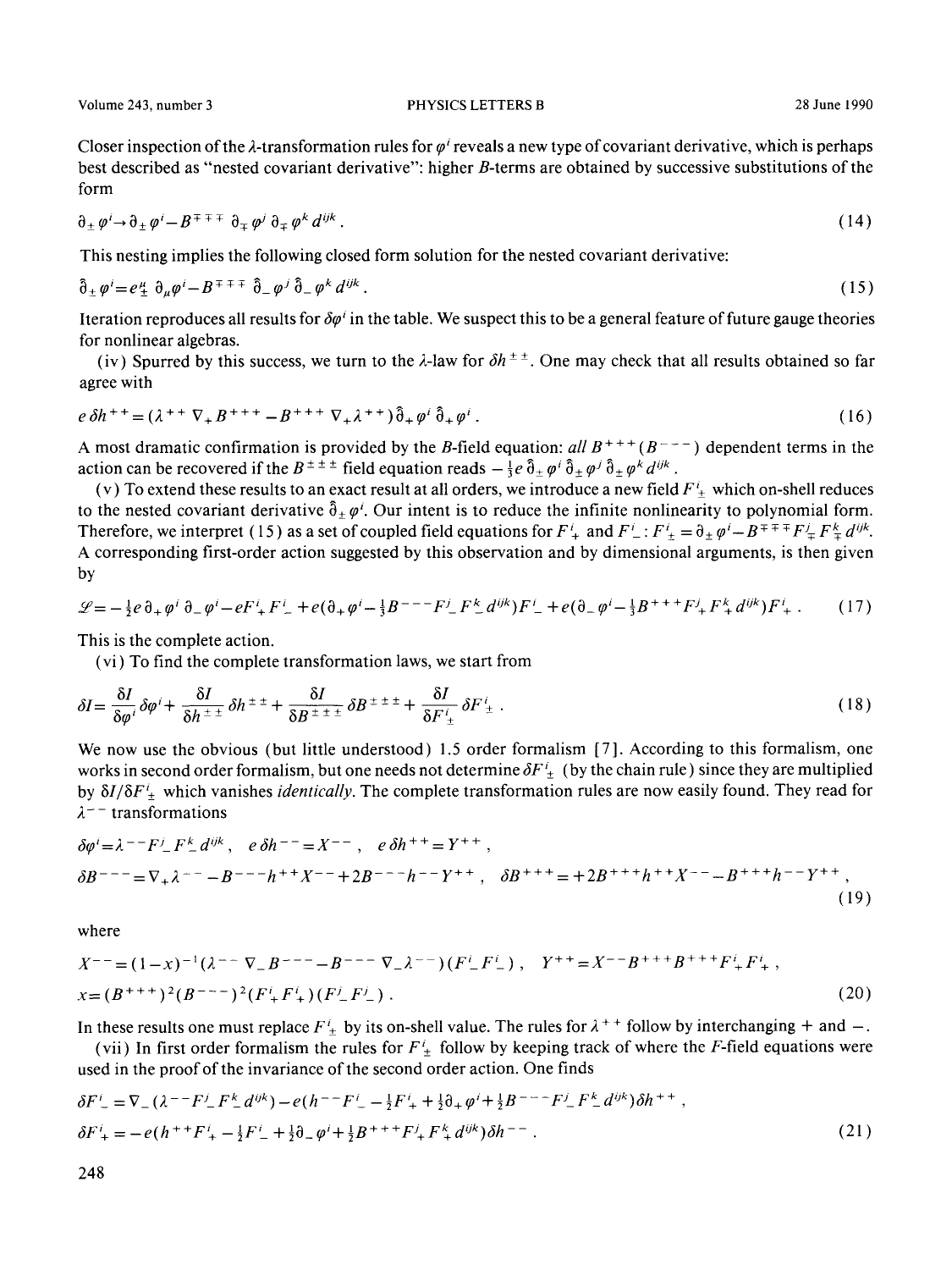Closer inspection of the $\lambda$-transformation rules for $\varphi^i$ reveals a new type of covariant derivative, which is perhaps best described as "nested covariant derivative": higher $B$-terms are obtained by successive substitutions of the form

$$\partial_\pm \varphi^i \to \partial_\pm \varphi^i - B^{\mp\mp\mp}\, \partial_\mp \varphi^j\, \partial_\mp \varphi^k d^{ijk} . \tag{14}$$

This nesting implies the following closed form solution for the nested covariant derivative:

$$\hat{\partial}_\pm \varphi^i = e^\mu_\pm\, \partial_\mu \varphi^i - B^{\mp\mp\mp}\, \hat{\partial}_- \varphi^j\, \hat{\partial}_- \varphi^k d^{ijk} . \tag{15}$$

Iteration reproduces all results for $\delta\varphi^i$ in the table. We suspect this to be a general feature of future gauge theories for nonlinear algebras.

(iv) Spurred by this success, we turn to the $\lambda$-law for $\delta h^{\pm\pm}$. One may check that all results obtained so far agree with

$$e\,\delta h^{++} = (\lambda^{++}\, \nabla_+ B^{+++} - B^{+++}\, \nabla_+ \lambda^{++})\, \hat{\partial}_+ \varphi^i\, \hat{\partial}_+ \varphi^i . \tag{16}$$

A most dramatic confirmation is provided by the $B$-field equation: *all* $B^{+++}$ ($B^{---}$) dependent terms in the action can be recovered if the $B^{\pm\pm\pm}$ field equation reads $-\frac{1}{3} e\, \hat{\partial}_\pm \varphi^i\, \hat{\partial}_\pm \varphi^j\, \hat{\partial}_\pm \varphi^k d^{ijk}$.

(v) To extend these results to an exact result at all orders, we introduce a new field $F^i_\pm$ which on-shell reduces to the nested covariant derivative $\hat{\partial}_\pm \varphi^i$. Our intent is to reduce the infinite nonlinearity to polynomial form. Therefore, we interpret (15) as a set of coupled field equations for $F^i_+$ and $F^i_-$: $F^i_\pm = \partial_\pm \varphi^i - B^{\mp\mp\mp} F^j_\mp F^k_\mp d^{ijk}$. A corresponding first-order action suggested by this observation and by dimensional arguments, is then given by

$$\mathscr{L} = -\tfrac{1}{2} e\, \partial_+ \varphi^i\, \partial_- \varphi^i - e F^i_+ F^i_- + e(\partial_+ \varphi^i - \tfrac{1}{3} B^{---} F^j_- F^k_- d^{ijk}) F^i_- + e(\partial_- \varphi^i - \tfrac{1}{3} B^{+++} F^j_+ F^k_+ d^{ijk}) F^i_+ . \tag{17}$$

This is the complete action.

(vi) To find the complete transformation laws, we start from

$$\delta I = \frac{\delta I}{\delta \varphi^i} \delta\varphi^i + \frac{\delta I}{\delta h^{\pm\pm}} \delta h^{\pm\pm} + \frac{\delta I}{\delta B^{\pm\pm\pm}} \delta B^{\pm\pm\pm} + \frac{\delta I}{\delta F^i_\pm} \delta F^i_\pm . \tag{18}$$

We now use the obvious (but little understood) 1.5 order formalism [7]. According to this formalism, one works in second order formalism, but one needs not determine $\delta F^i_\pm$ (by the chain rule) since they are multiplied by $\delta I/\delta F^i_\pm$ which vanishes *identically*. The complete transformation rules are now easily found. They read for $\lambda^{--}$ transformations

$$\begin{aligned}
&\delta\varphi^i = \lambda^{--} F^j_- F^k_- d^{ijk} , \quad e\,\delta h^{--} = X^{--} , \quad e\,\delta h^{++} = Y^{++} , \\
&\delta B^{---} = \nabla_+ \lambda^{--} - B^{---} h^{++} X^{--} + 2B^{---} h^{--} Y^{++} , \quad \delta B^{+++} = +2B^{+++} h^{++} X^{--} - B^{+++} h^{--} Y^{++} ,
\end{aligned} \tag{19}$$

where

$$\begin{aligned}
&X^{--} = (1-x)^{-1} (\lambda^{--}\, \nabla_- B^{---} - B^{---}\, \nabla_- \lambda^{--}) (F^i_- F^i_-) , \quad Y^{++} = X^{--} B^{+++} B^{+++} F^i_+ F^i_+ , \\
&x = (B^{+++})^2 (B^{---})^2 (F^i_+ F^i_+)(F^j_- F^j_-) .
\end{aligned} \tag{20}$$

In these results one must replace $F^i_\pm$ by its on-shell value. The rules for $\lambda^{++}$ follow by interchanging $+$ and $-$.

(vii) In first order formalism the rules for $F^i_\pm$ follow by keeping track of where the $F$-field equations were used in the proof of the invariance of the second order action. One finds

$$\begin{aligned}
&\delta F^i_- = \nabla_- (\lambda^{--} F^j_- F^k_- d^{ijk}) - e(h^{--} F^i_- - \tfrac{1}{2} F^i_+ + \tfrac{1}{2} \partial_+ \varphi^i + \tfrac{1}{2} B^{---} F^j_- F^k_- d^{ijk}) \delta h^{++} , \\
&\delta F^i_+ = -e(h^{++} F^i_+ - \tfrac{1}{2} F^i_- + \tfrac{1}{2} \partial_- \varphi^i + \tfrac{1}{2} B^{+++} F^j_+ F^k_+ d^{ijk}) \delta h^{--} .
\end{aligned} \tag{21}$$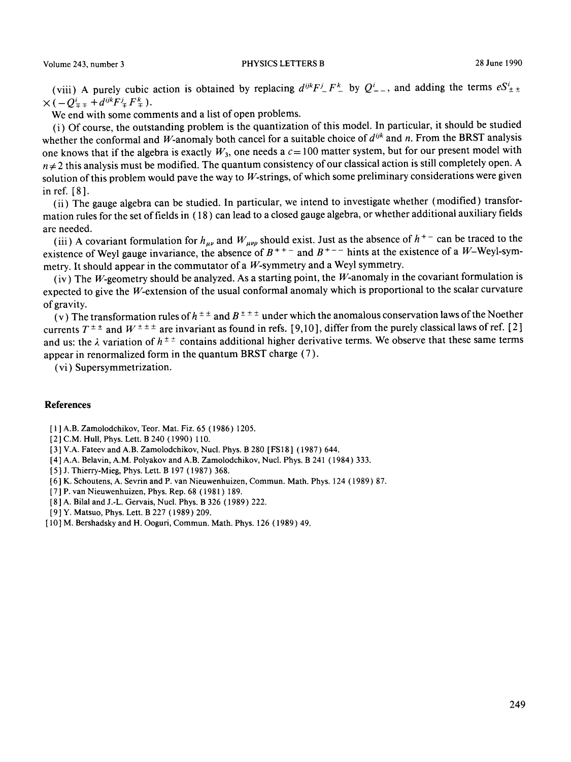(viii) A purely cubic action is obtained by replacing $d^{ijk}F^j_- F^k_-$ by $Q^i_{--}$, and adding the terms $eS^i_{\pm\pm} \times(-Q^i_{\mp\mp} + d^{ijk}F^j_\mp F^k_\mp)$.

We end with some comments and a list of open problems.

(i) Of course, the outstanding problem is the quantization of this model. In particular, it should be studied whether the conformal and $W$-anomaly both cancel for a suitable choice of $d^{ijk}$ and $n$. From the BRST analysis one knows that if the algebra is exactly $W_3$, one needs a $c=100$ matter system, but for our present model with $n \neq 2$ this analysis must be modified. The quantum consistency of our classical action is still completely open. A solution of this problem would pave the way to $W$-strings, of which some preliminary considerations were given in ref. [8].

(ii) The gauge algebra can be studied. In particular, we intend to investigate whether (modified) transformation rules for the set of fields in (18) can lead to a closed gauge algebra, or whether additional auxiliary fields are needed.

(iii) A covariant formulation for $h_{\mu\nu}$ and $W_{\mu\nu\rho}$ should exist. Just as the absence of $h^{+-}$ can be traced to the existence of Weyl gauge invariance, the absence of $B^{++-}$ and $B^{+--}$ hints at the existence of a $W$–Weyl-symmetry. It should appear in the commutator of a $W$-symmetry and a Weyl symmetry.

(iv) The $W$-geometry should be analyzed. As a starting point, the $W$-anomaly in the covariant formulation is expected to give the $W$-extension of the usual conformal anomaly which is proportional to the scalar curvature of gravity.

(v) The transformation rules of $h^{\pm\pm}$ and $B^{\pm\pm\pm}$ under which the anomalous conservation laws of the Noether currents $T^{\pm\pm}$ and $W^{\pm\pm\pm}$ are invariant as found in refs. [9,10], differ from the purely classical laws of ref. [2] and us: the $\lambda$ variation of $h^{\pm\pm}$ contains additional higher derivative terms. We observe that these same terms appear in renormalized form in the quantum BRST charge (7).

(vi) Supersymmetrization.

## References

[1] A.B. Zamolodchikov, Teor. Mat. Fiz. 65 (1986) 1205.
[2] C.M. Hull, Phys. Lett. B 240 (1990) 110.
[3] V.A. Fateev and A.B. Zamolodchikov, Nucl. Phys. B 280 [FS18] (1987) 644.
[4] A.A. Belavin, A.M. Polyakov and A.B. Zamolodchikov, Nucl. Phys. B 241 (1984) 333.
[5] J. Thierry-Mieg, Phys. Lett. B 197 (1987) 368.
[6] K. Schoutens, A. Sevrin and P. van Nieuwenhuizen, Commun. Math. Phys. 124 (1989) 87.
[7] P. van Nieuwenhuizen, Phys. Rep. 68 (1981) 189.
[8] A. Bilal and J.-L. Gervais, Nucl. Phys. B 326 (1989) 222.
[9] Y. Matsuo, Phys. Lett. B 227 (1989) 209.
[10] M. Bershadsky and H. Ooguri, Commun. Math. Phys. 126 (1989) 49.